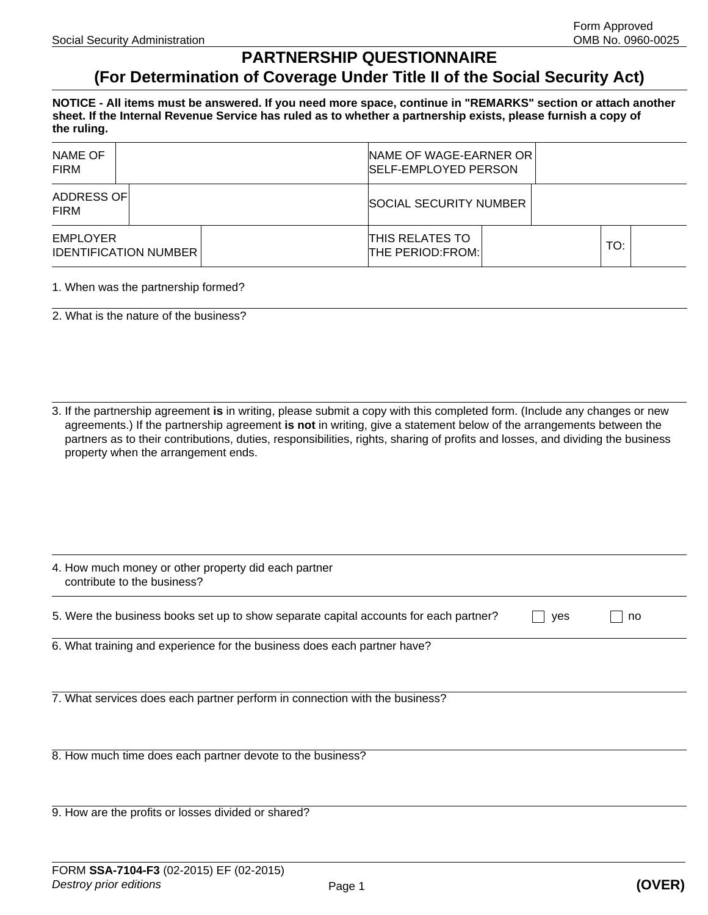Social Security Administration

Form Approved
OMB No. 0960-0025

# PARTNERSHIP QUESTIONNAIRE
## (For Determination of Coverage Under Title II of the Social Security Act)

**NOTICE - All items must be answered. If you need more space, continue in "REMARKS" section or attach another sheet. If the Internal Revenue Service has ruled as to whether a partnership exists, please furnish a copy of the ruling.**

| NAME OF FIRM | | NAME OF WAGE-EARNER OR SELF-EMPLOYED PERSON | | | |
|---|---|---|---|---|---|
| ADDRESS OF FIRM | | SOCIAL SECURITY NUMBER | | | |
| EMPLOYER IDENTIFICATION NUMBER | | THIS RELATES TO THE PERIOD:FROM: | | TO: | |

1. When was the partnership formed?

2. What is the nature of the business?

3. If the partnership agreement **is** in writing, please submit a copy with this completed form. (Include any changes or new agreements.) If the partnership agreement **is not** in writing, give a statement below of the arrangements between the partners as to their contributions, duties, responsibilities, rights, sharing of profits and losses, and dividing the business property when the arrangement ends.

4. How much money or other property did each partner contribute to the business?

5. Were the business books set up to show separate capital accounts for each partner? ☐ yes ☐ no

6. What training and experience for the business does each partner have?

7. What services does each partner perform in connection with the business?

8. How much time does each partner devote to the business?

9. How are the profits or losses divided or shared?

FORM **SSA-7104-F3** (02-2015) EF (02-2015)
*Destroy prior editions*

**(OVER)**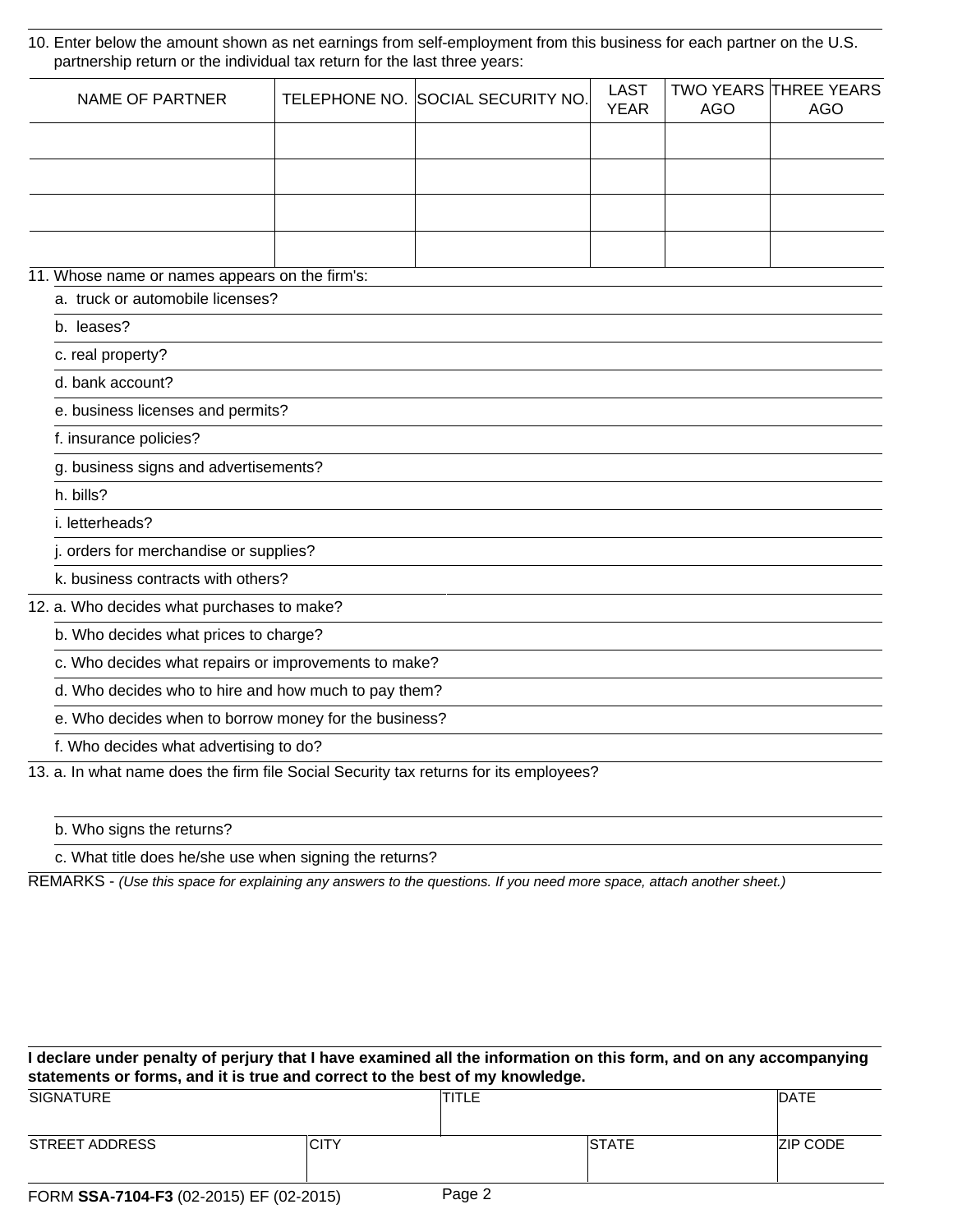10. Enter below the amount shown as net earnings from self-employment from this business for each partner on the U.S. partnership return or the individual tax return for the last three years:

| NAME OF PARTNER | TELEPHONE NO. | SOCIAL SECURITY NO. | LAST YEAR | TWO YEARS AGO | THREE YEARS AGO |
|---|---|---|---|---|---|
| | | | | | |
| | | | | | |
| | | | | | |
| | | | | | |

11. Whose name or names appears on the firm's:
    - a. truck or automobile licenses?
    - b. leases?
    - c. real property?
    - d. bank account?
    - e. business licenses and permits?
    - f. insurance policies?
    - g. business signs and advertisements?
    - h. bills?
    - i. letterheads?
    - j. orders for merchandise or supplies?
    - k. business contracts with others?

12. a. Who decides what purchases to make?
    - b. Who decides what prices to charge?
    - c. Who decides what repairs or improvements to make?
    - d. Who decides who to hire and how much to pay them?
    - e. Who decides when to borrow money for the business?
    - f. Who decides what advertising to do?

13. a. In what name does the firm file Social Security tax returns for its employees?
    - b. Who signs the returns?
    - c. What title does he/she use when signing the returns?

REMARKS - *(Use this space for explaining any answers to the questions. If you need more space, attach another sheet.)*

**I declare under penalty of perjury that I have examined all the information on this form, and on any accompanying statements or forms, and it is true and correct to the best of my knowledge.**

| SIGNATURE | | TITLE | DATE |
|---|---|---|---|
| STREET ADDRESS | CITY | STATE | ZIP CODE |

FORM **SSA-7104-F3** (02-2015) EF (02-2015)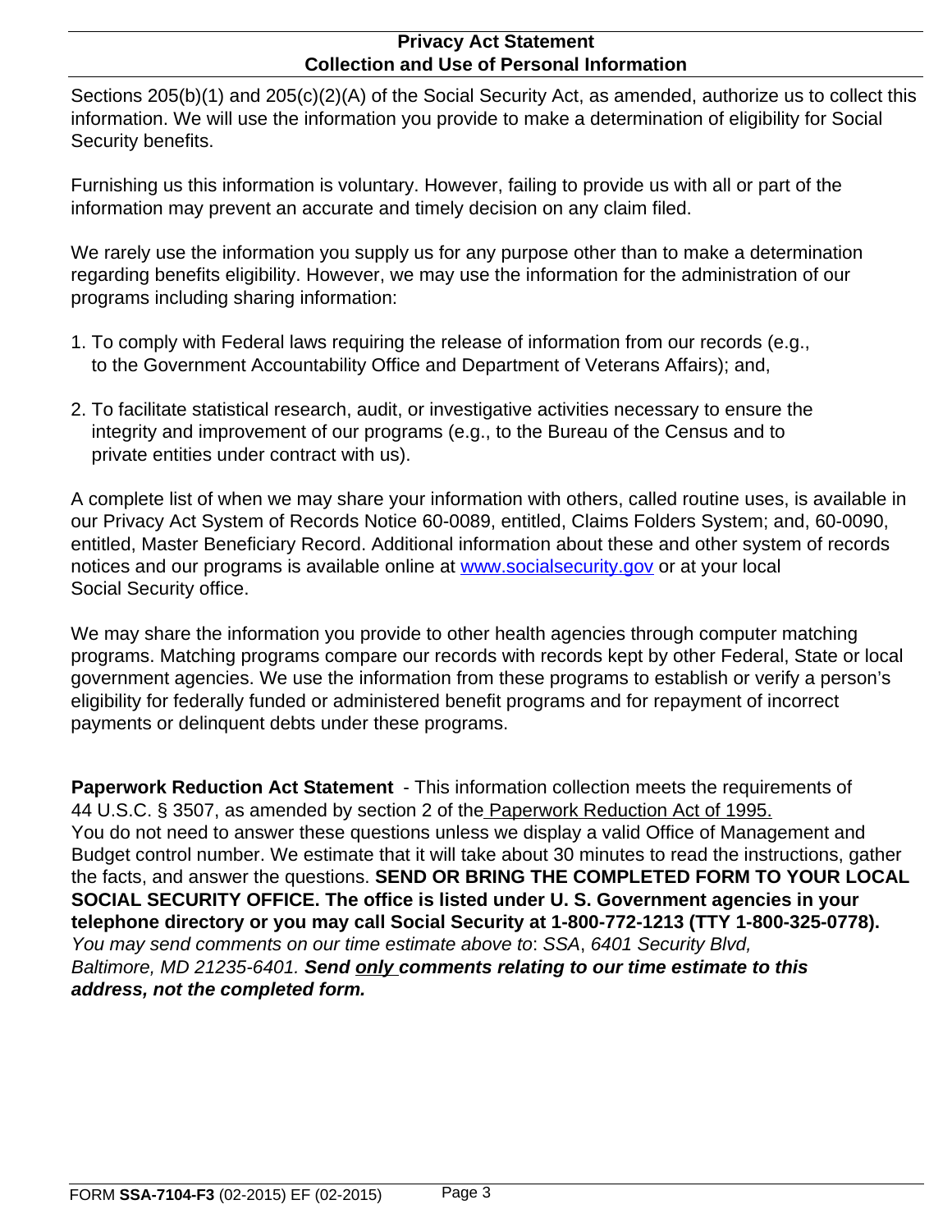## Privacy Act Statement
## Collection and Use of Personal Information

Sections 205(b)(1) and 205(c)(2)(A) of the Social Security Act, as amended, authorize us to collect this information. We will use the information you provide to make a determination of eligibility for Social Security benefits.

Furnishing us this information is voluntary. However, failing to provide us with all or part of the information may prevent an accurate and timely decision on any claim filed.

We rarely use the information you supply us for any purpose other than to make a determination regarding benefits eligibility. However, we may use the information for the administration of our programs including sharing information:

1. To comply with Federal laws requiring the release of information from our records (e.g., to the Government Accountability Office and Department of Veterans Affairs); and,
2. To facilitate statistical research, audit, or investigative activities necessary to ensure the integrity and improvement of our programs (e.g., to the Bureau of the Census and to private entities under contract with us).

A complete list of when we may share your information with others, called routine uses, is available in our Privacy Act System of Records Notice 60-0089, entitled, Claims Folders System; and, 60-0090, entitled, Master Beneficiary Record. Additional information about these and other system of records notices and our programs is available online at www.socialsecurity.gov or at your local Social Security office.

We may share the information you provide to other health agencies through computer matching programs. Matching programs compare our records with records kept by other Federal, State or local government agencies. We use the information from these programs to establish or verify a person's eligibility for federally funded or administered benefit programs and for repayment of incorrect payments or delinquent debts under these programs.

**Paperwork Reduction Act Statement** - This information collection meets the requirements of 44 U.S.C. § 3507, as amended by section 2 of the Paperwork Reduction Act of 1995. You do not need to answer these questions unless we display a valid Office of Management and Budget control number. We estimate that it will take about 30 minutes to read the instructions, gather the facts, and answer the questions. **SEND OR BRING THE COMPLETED FORM TO YOUR LOCAL SOCIAL SECURITY OFFICE. The office is listed under U. S. Government agencies in your telephone directory or you may call Social Security at 1-800-772-1213 (TTY 1-800-325-0778).** *You may send comments on our time estimate above to: SSA, 6401 Security Blvd, Baltimore, MD 21235-6401.* ***Send only comments relating to our time estimate to this address, not the completed form.***

FORM **SSA-7104-F3** (02-2015) EF (02-2015)